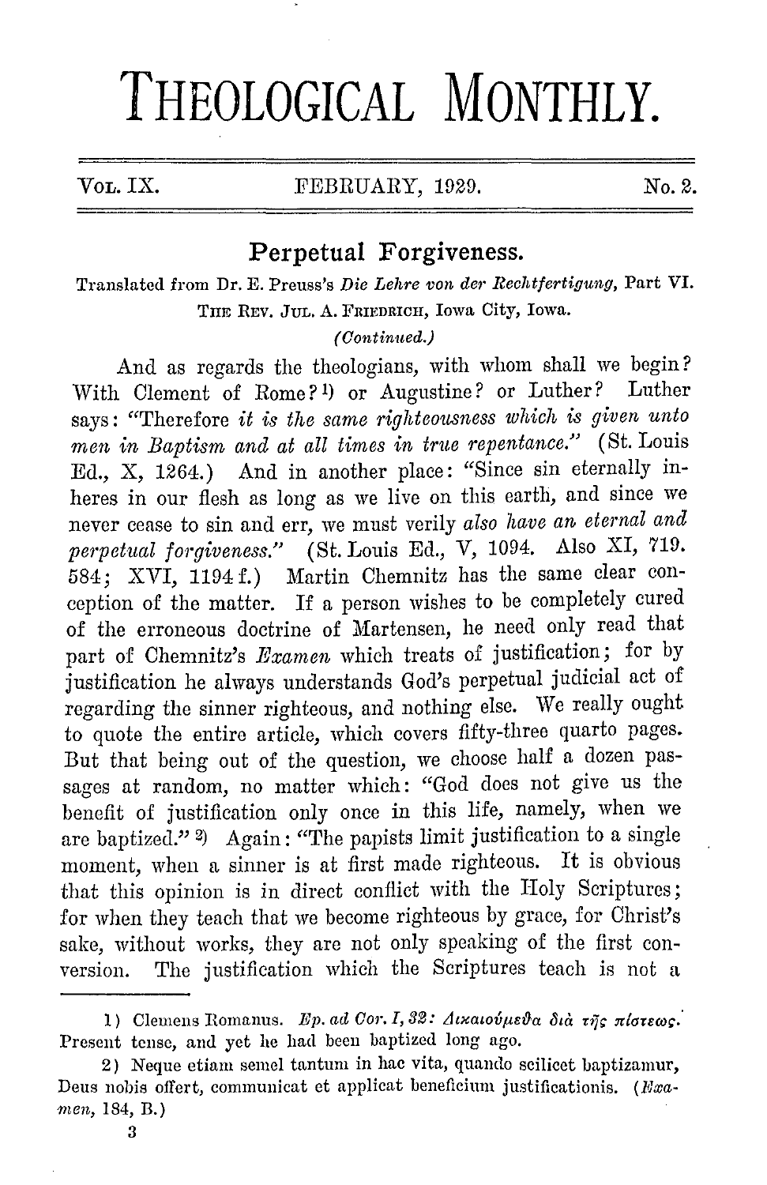# THEOLOGICAL MONTHLY.

VOL. IX. FEBRUARY, 1929. No. 2.

## Perpetual Forgiveness.

Translated from Dr. E. Preuss's *Die Lehre von der Rechtfertigung*, Part VI.

THE REV. JUL. A. FRIEDRICH, Iowa City, Iowa.

*(Continued.)*

And as regards the theologians, with whom shall we begin? With Clement of Rome?[1] or Augustine? or Luther? Luther says: "Therefore *it is the same righteousness which is given unto men in Baptism and at all times in true repentance.*" (St. Louis Ed., X, 1264.) And in another place: "Since sin eternally inheres in our flesh as long as we live on this earth, and since we never cease to sin and err, we must verily *also have an eternal and perpetual forgiveness.*" (St. Louis Ed., V, 1094. Also XI, 719. 584; XVI, 1194 f.) Martin Chemnitz has the same clear conception of the matter. If a person wishes to be completely cured of the erroneous doctrine of Martensen, he need only read that part of Chemnitz's *Examen* which treats of justification; for by justification he always understands God's perpetual judicial act of regarding the sinner righteous, and nothing else. We really ought to quote the entire article, which covers fifty-three quarto pages. But that being out of the question, we choose half a dozen passages at random, no matter which: "God does not give us the benefit of justification only once in this life, namely, when we are baptized."[2] Again: "The papists limit justification to a single moment, when a sinner is at first made righteous. It is obvious that this opinion is in direct conflict with the Holy Scriptures; for when they teach that we become righteous by grace, for Christ's sake, without works, they are not only speaking of the first conversion. The justification which the Scriptures teach is not a

---

1) Clemens Romanus. *Ep. ad Cor. I, 32:* *Δικαιούμεθα διὰ τῆς πίστεως.* Present tense, and yet he had been baptized long ago.

2) Neque etiam semel tantum in hac vita, quando scilicet baptizamur, Deus nobis offert, communicat et applicat beneficium justificationis. (*Examen*, 184, B.)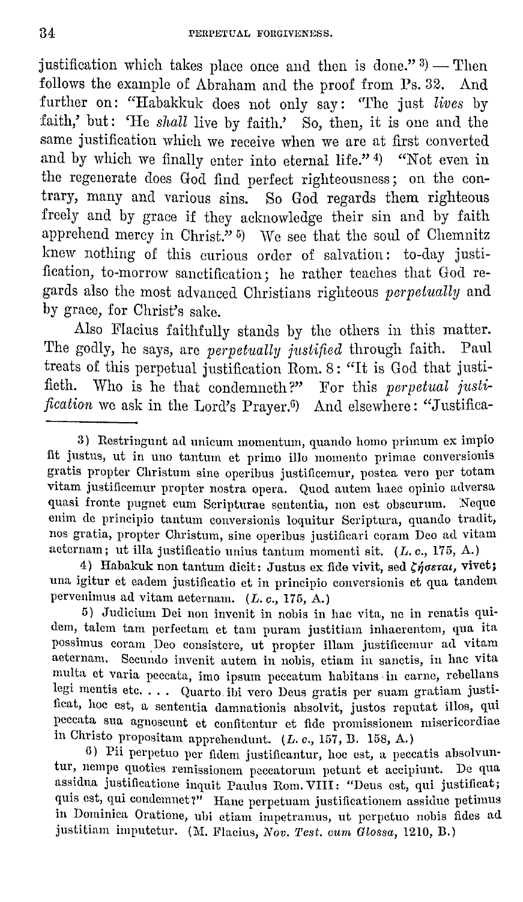justification which takes place once and then is done." [3] — Then follows the example of Abraham and the proof from Ps. 32. And further on: "Habakkuk does not only say: 'The just *lives* by faith,' but: 'He *shall* live by faith.' So, then, it is one and the same justification which we receive when we are at first converted and by which we finally enter into eternal life." [4] "Not even in the regenerate does God find perfect righteousness; on the contrary, many and various sins. So God regards them righteous freely and by grace if they acknowledge their sin and by faith apprehend mercy in Christ." [5] We see that the soul of Chemnitz knew nothing of this curious order of salvation: to-day justification, to-morrow sanctification; he rather teaches that God regards also the most advanced Christians righteous *perpetually* and by grace, for Christ's sake.

Also Flacius faithfully stands by the others in this matter. The godly, he says, are *perpetually justified* through faith. Paul treats of this perpetual justification Rom. 8: "It is God that justifieth. Who is he that condemneth?" For this *perpetual justification* we ask in the Lord's Prayer.[6] And elsewhere: "Justifica-

---

3) Restringunt ad unicum momentum, quando homo primum ex impio fit justus, ut in uno tantum et primo illo momento primae conversionis gratis propter Christum sine operibus justificemur, postea vero per totam vitam justificemur propter nostra opera. Quod autem haec opinio adversa quasi fronte pugnet cum Scripturae sententia, non est obscurum. Neque enim de principio tantum conversionis loquitur Scriptura, quando tradit, nos gratia, propter Christum, sine operibus justificari coram Deo ad vitam aeternam; ut illa justificatio unius tantum momenti sit. (*L. c.*, 175, A.)

4) Habakuk non tantum dicit: Justus ex fide vivit, sed ζήσεται, vivet; una igitur et eadem justificatio et in principio conversionis et qua tandem pervenimus ad vitam aeternam. (*L. c.*, 175, A.)

5) Judicium Dei non invenit in nobis in hac vita, ne in renatis quidem, talem tam perfectam et tam puram justitiam inhaerentem, qua ita possimus coram Deo consistere, ut propter illam justificemur ad vitam aeternam. Secundo invenit autem in nobis, etiam in sanctis, in hac vita multa et varia peccata, imo ipsum peccatum habitans in carne, rebellans legi mentis etc. . . . Quarto ibi vero Deus gratis per suam gratiam justificat, hoc est, a sententia damnationis absolvit, justos reputat illos, qui peccata sua agnoscunt et confitentur et fide promissionem misericordiae in Christo propositam apprehendunt. (*L. c.*, 157, B. 158, A.)

6) Pii perpetuo per fidem justificantur, hoc est, a peccatis absolvuntur, nempe quoties remissionem peccatorum petunt et accipiunt. De qua assidua justificatione inquit Paulus Rom. VIII: "Deus est, qui justificat; quis est, qui condemnet?" Hanc perpetuam justificationem assidue petimus in Dominica Oratione, ubi etiam impetramus, ut perpetuo nobis fides ad justitiam imputetur. (M. Flacius, *Nov. Test. cum Glossa*, 1210, B.)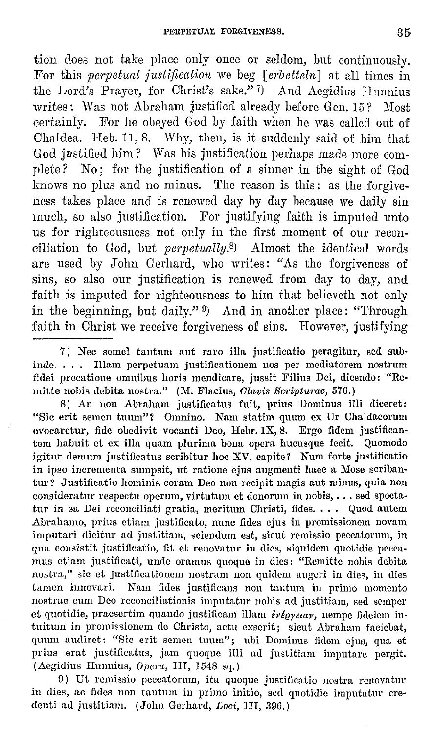tion does not take place only once or seldom, but continuously. For this *perpetual justification* we beg [*erbetteln*] at all times in the Lord's Prayer, for Christ's sake." 7) And Aegidius Hunnius writes: Was not Abraham justified already before Gen. 15? Most certainly. For he obeyed God by faith when he was called out of Chaldea. Heb. 11, 8. Why, then, is it suddenly said of him that God justified him? Was his justification perhaps made more complete? No; for the justification of a sinner in the sight of God knows no plus and no minus. The reason is this: as the forgiveness takes place and is renewed day by day because we daily sin much, so also justification. For justifying faith is imputed unto us for righteousness not only in the first moment of our reconciliation to God, but *perpetually*.8) Almost the identical words are used by John Gerhard, who writes: "As the forgiveness of sins, so also our justification is renewed from day to day, and faith is imputed for righteousness to him that believeth not only in the beginning, but daily." 9) And in another place: "Through faith in Christ we receive forgiveness of sins. However, justifying

---

7) Nec semel tantum aut raro illa justificatio peragitur, sed subinde. . . . Illam perpetuam justificationem nos per mediatorem nostrum fidei precatione omnibus horis mendicare, jussit Filius Dei, dicendo: "Remitte nobis debita nostra." (M. Flacius, *Clavis Scripturae*, 576.)

8) An non Abraham justificatus fuit, prius Dominus illi diceret: "Sic erit semen tuum"? Omnino. Nam statim quum ex Ur Chaldaeorum evocaretur, fide obedivit vocanti Deo, Hebr. IX, 8. Ergo fidem justificantem habuit et ex illa quam plurima bona opera hucusque fecit. Quomodo igitur demum justificatus scribitur hoc XV. capite? Num forte justificatio in ipso incrementa sumpsit, ut ratione ejus augmenti haec a Mose scribantur? Justificatio hominis coram Deo non recipit magis aut minus, quia non consideratur respectu operum, virtutum et donorum in nobis, . . . sed spectatur in ea Dei reconciliati gratia, meritum Christi, fides. . . . Quod autem Abrahamo, prius etiam justificato, nunc fides ejus in promissionem novam imputari dicitur ad justitiam, sciendum est, sicut remissio peccatorum, in qua consistit justificatio, fit et renovatur in dies, siquidem quotidie peccamus etiam justificati, unde oramus quoque in dies: "Remitte nobis debita nostra," sic et justificationem nostram non quidem augeri in dies, in dies tamen innovari. Nam fides justificans non tantum in primo momento nostrae cum Deo reconciliationis imputatur nobis ad justitiam, sed semper et quotidie, praesertim quando justificam illam ἐνέργειαν, nempe fidelem intuitum in promissionem de Christo, actu exserit; sicut Abraham faciebat, quum audiret: "Sic erit semen tuum"; ubi Dominus fidem ejus, qua et prius erat justificatus, jam quoque illi ad justitiam imputare pergit. (Aegidius Hunnius, *Opera*, III, 1548 sq.)

9) Ut remissio peccatorum, ita quoque justificatio nostra renovatur in dies, ac fides non tantum in primo initio, sed quotidie imputatur credenti ad justitiam. (John Gerhard, *Loci*, III, 396.)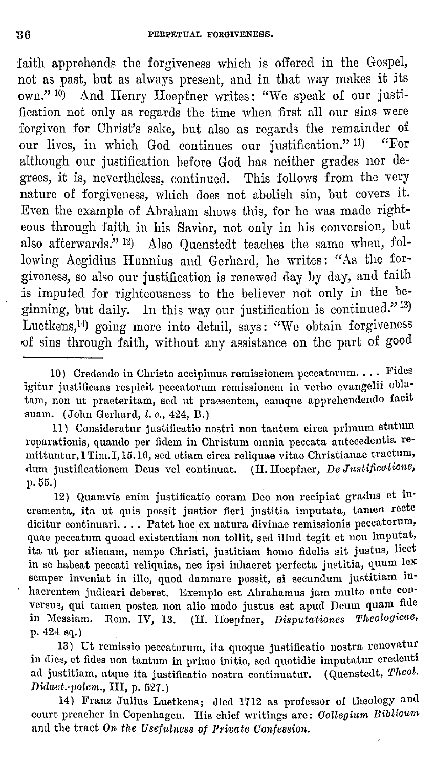faith apprehends the forgiveness which is offered in the Gospel, not as past, but as always present, and in that way makes it its own."[10] And Henry Hoepfner writes: "We speak of our justification not only as regards the time when first all our sins were forgiven for Christ's sake, but also as regards the remainder of our lives, in which God continues our justification."[11] "For although our justification before God has neither grades nor degrees, it is, nevertheless, continued. This follows from the very nature of forgiveness, which does not abolish sin, but covers it. Even the example of Abraham shows this, for he was made righteous through faith in his Savior, not only in his conversion, but also afterwards."[12] Also Quenstedt teaches the same when, following Aegidius Hunnius and Gerhard, he writes: "As the forgiveness, so also our justification is renewed day by day, and faith is imputed for righteousness to the believer not only in the beginning, but daily. In this way our justification is continued."[13] Luetkens,[14] going more into detail, says: "We obtain forgiveness of sins through faith, without any assistance on the part of good

---

10) Credendo in Christo accipimus remissionem peccatorum. . . . Fides igitur justificans respicit peccatorum remissionem in verbo evangelii oblatam, non ut praeteritam, sed ut praesentem, eamque apprehendendo facit suam. (John Gerhard, *l. c.*, 424, B.)

11) Consideratur justificatio nostri non tantum circa primum statum reparationis, quando per fidem in Christum omnia peccata antecedentia remittuntur, 1 Tim. I, 15. 16, sed etiam circa reliquae vitae Christianae tractum, dum justificationem Deus vel continuat. (H. Hoepfner, *De Justificatione*, p. 55.)

12) Quamvis enim justificatio coram Deo non recipiat gradus et incrementa, ita ut quis possit justior fieri justitia imputata, tamen recte dicitur continuari. . . . Patet hoc ex natura divinae remissionis peccatorum, quae peccatum quoad existentiam non tollit, sed illud tegit et non imputat, ita ut per alienam, nempe Christi, justitiam homo fidelis sit justus, licet in se habeat peccati reliquias, nec ipsi inhaeret perfecta justitia, quum lex semper inveniat in illo, quod damnare possit, si secundum justitiam inhaerentem judicari deberet. Exemplo est Abrahamus jam multo ante conversus, qui tamen postea non alio modo justus est apud Deum quam fide in Messiam. Rom. IV, 13. (H. Hoepfner, *Disputationes Theologicae*, p. 424 sq.)

13) Ut remissio peccatorum, ita quoque justificatio nostra renovatur in dies, et fides non tantum in primo initio, sed quotidie imputatur credenti ad justitiam, atque ita justificatio nostra continuatur. (Quenstedt, *Theol. Didact.-polem.*, III, p. 527.)

14) Franz Julius Luetkens; died 1712 as professor of theology and court preacher in Copenhagen. His chief writings are: *Collegium Biblicum* and the tract *On the Usefulness of Private Confession.*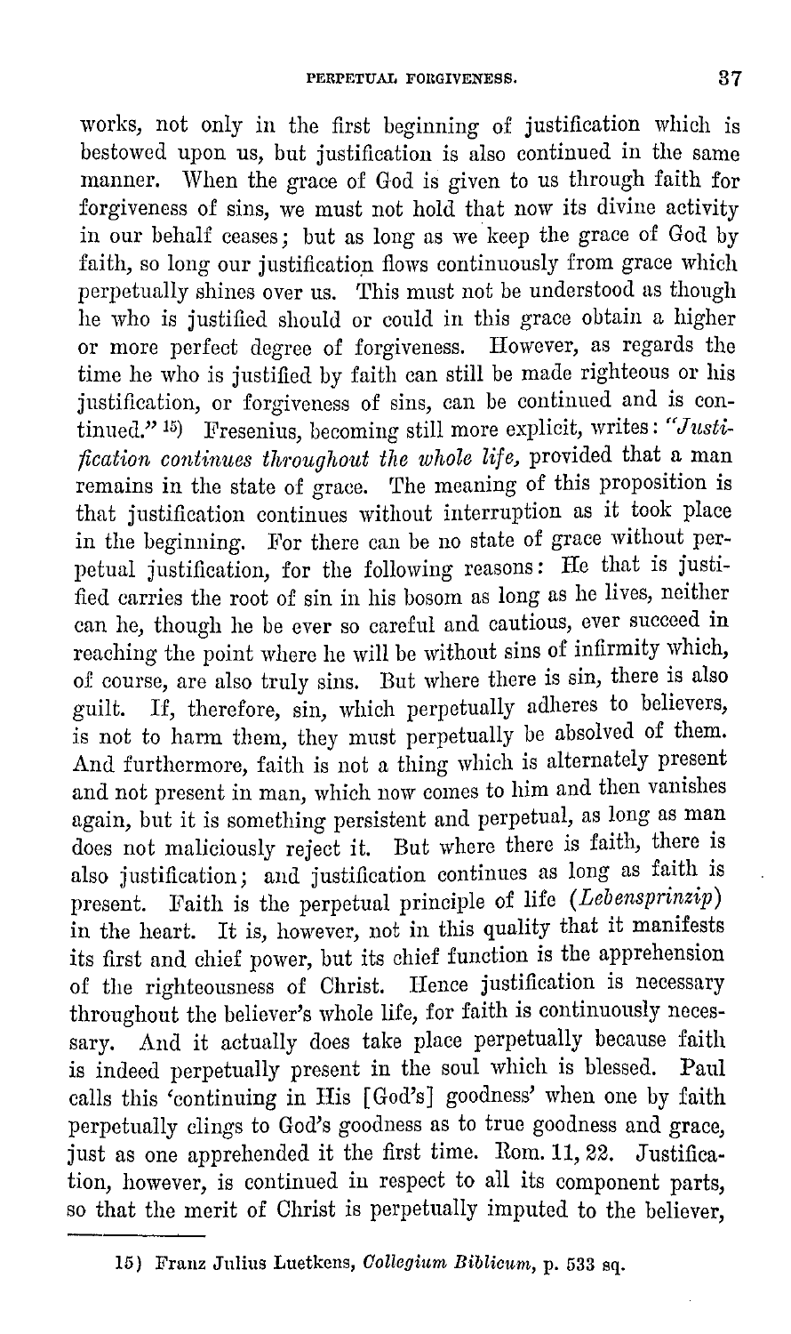works, not only in the first beginning of justification which is bestowed upon us, but justification is also continued in the same manner. When the grace of God is given to us through faith for forgiveness of sins, we must not hold that now its divine activity in our behalf ceases; but as long as we keep the grace of God by faith, so long our justification flows continuously from grace which perpetually shines over us. This must not be understood as though he who is justified should or could in this grace obtain a higher or more perfect degree of forgiveness. However, as regards the time he who is justified by faith can still be made righteous or his justification, or forgiveness of sins, can be continued and is continued." [15] Fresenius, becoming still more explicit, writes: "*Justification continues throughout the whole life*, provided that a man remains in the state of grace. The meaning of this proposition is that justification continues without interruption as it took place in the beginning. For there can be no state of grace without perpetual justification, for the following reasons: He that is justified carries the root of sin in his bosom as long as he lives, neither can he, though he be ever so careful and cautious, ever succeed in reaching the point where he will be without sins of infirmity which, of course, are also truly sins. But where there is sin, there is also guilt. If, therefore, sin, which perpetually adheres to believers, is not to harm them, they must perpetually be absolved of them. And furthermore, faith is not a thing which is alternately present and not present in man, which now comes to him and then vanishes again, but it is something persistent and perpetual, as long as man does not maliciously reject it. But where there is faith, there is also justification; and justification continues as long as faith is present. Faith is the perpetual principle of life (*Lebensprinzip*) in the heart. It is, however, not in this quality that it manifests its first and chief power, but its chief function is the apprehension of the righteousness of Christ. Hence justification is necessary throughout the believer's whole life, for faith is continuously necessary. And it actually does take place perpetually because faith is indeed perpetually present in the soul which is blessed. Paul calls this 'continuing in His [God's] goodness' when one by faith perpetually clings to God's goodness as to true goodness and grace, just as one apprehended it the first time. Rom. 11, 22. Justification, however, is continued in respect to all its component parts, so that the merit of Christ is perpetually imputed to the believer,

---

15) Franz Julius Luetkens, *Collegium Biblicum*, p. 533 sq.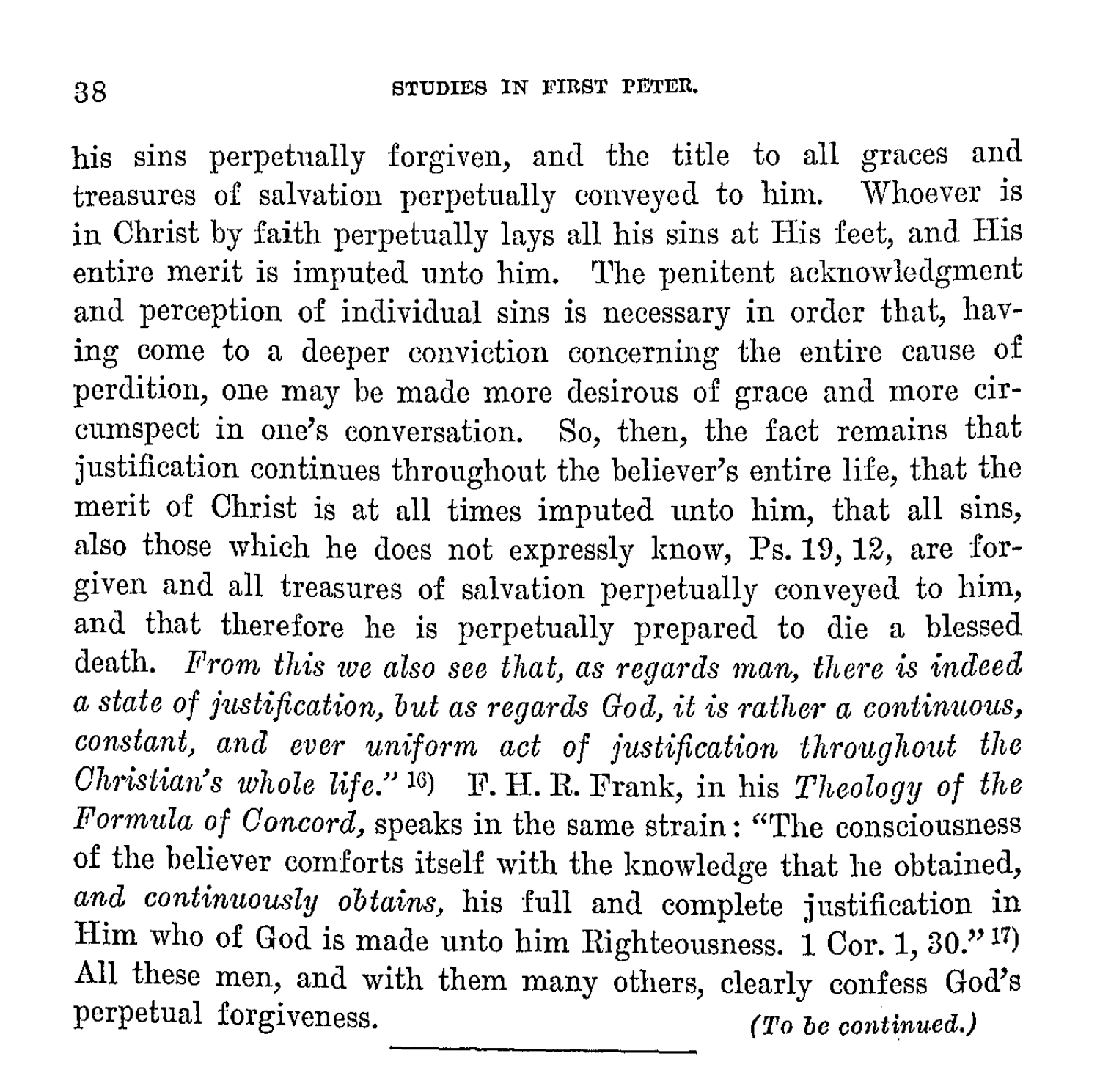his sins perpetually forgiven, and the title to all graces and treasures of salvation perpetually conveyed to him. Whoever is in Christ by faith perpetually lays all his sins at His feet, and His entire merit is imputed unto him. The penitent acknowledgment and perception of individual sins is necessary in order that, having come to a deeper conviction concerning the entire cause of perdition, one may be made more desirous of grace and more circumspect in one's conversation. So, then, the fact remains that justification continues throughout the believer's entire life, that the merit of Christ is at all times imputed unto him, that all sins, also those which he does not expressly know, Ps. 19, 12, are forgiven and all treasures of salvation perpetually conveyed to him, and that therefore he is perpetually prepared to die a blessed death. *From this we also see that, as regards man, there is indeed a state of justification, but as regards God, it is rather a continuous, constant, and ever uniform act of justification throughout the Christian's whole life.*" 16) F. H. R. Frank, in his *Theology of the Formula of Concord,* speaks in the same strain: "The consciousness of the believer comforts itself with the knowledge that he obtained, *and continuously obtains,* his full and complete justification in Him who of God is made unto him Righteousness. 1 Cor. 1, 30." 17) All these men, and with them many others, clearly confess God's perpetual forgiveness.

*(To be continued.)*

---